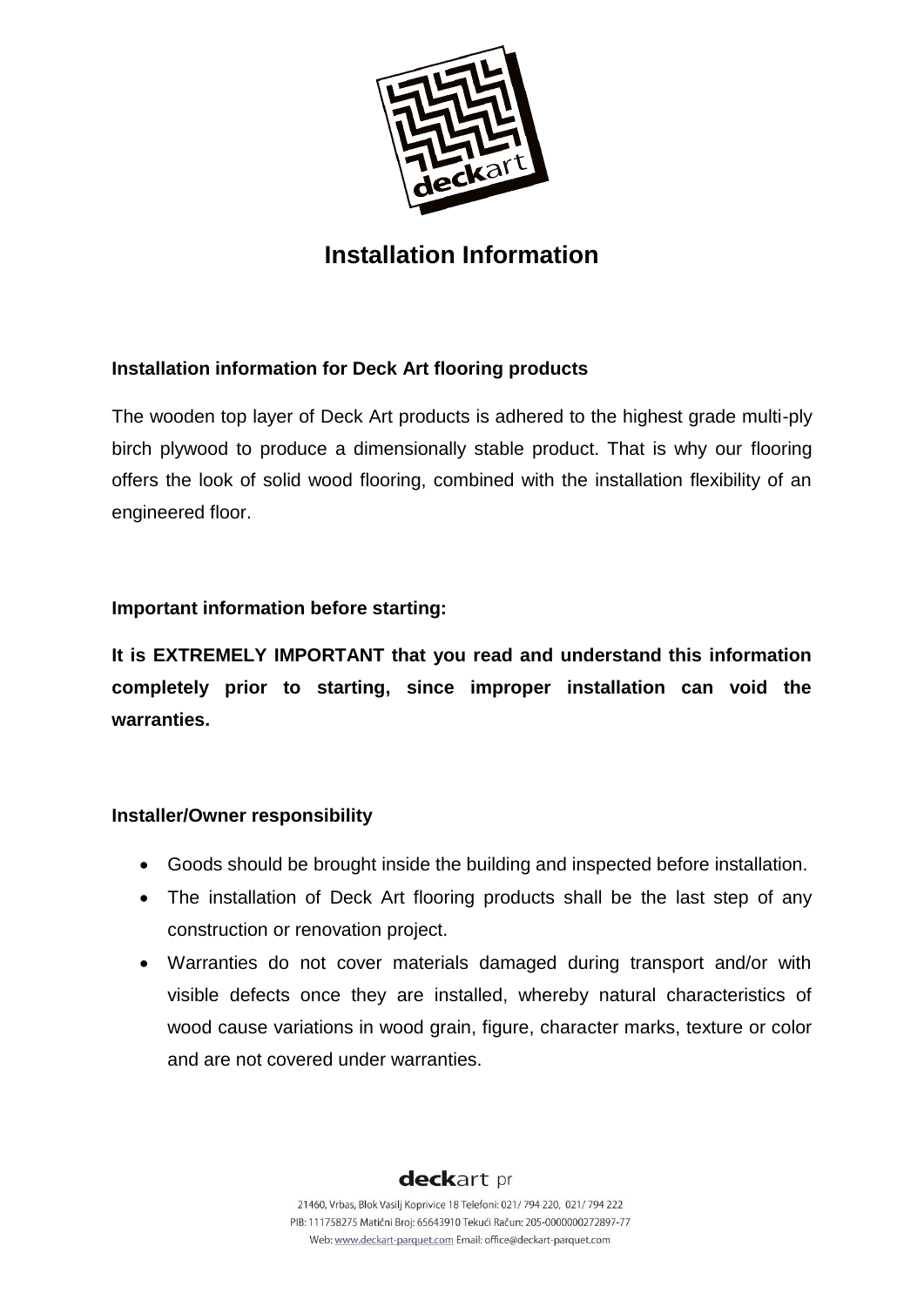# Installation Information

## Installation information for Deck Art flooring products

The wooden top layer of Deck Art products is adhered to the highest grade multi-ply birch plywood to produce a dimensionally stable product. That is why our flooring offers the look of solid wood flooring, combined with the installation flexibility of an engineered floor.

## Important information before starting:

**It is EXTREMELY IMPORTANT that you read and understand this information completely prior to starting, since improper installation can void the warranties.**

## Installer/Owner responsibility

- Goods should be brought inside the building and inspected before installation.
- The installation of Deck Art flooring products shall be the last step of any construction or renovation project.
- Warranties do not cover materials damaged during transport and/or with visible defects once they are installed, whereby natural characteristics of wood cause variations in wood grain, figure, character marks, texture or color and are not covered under warranties.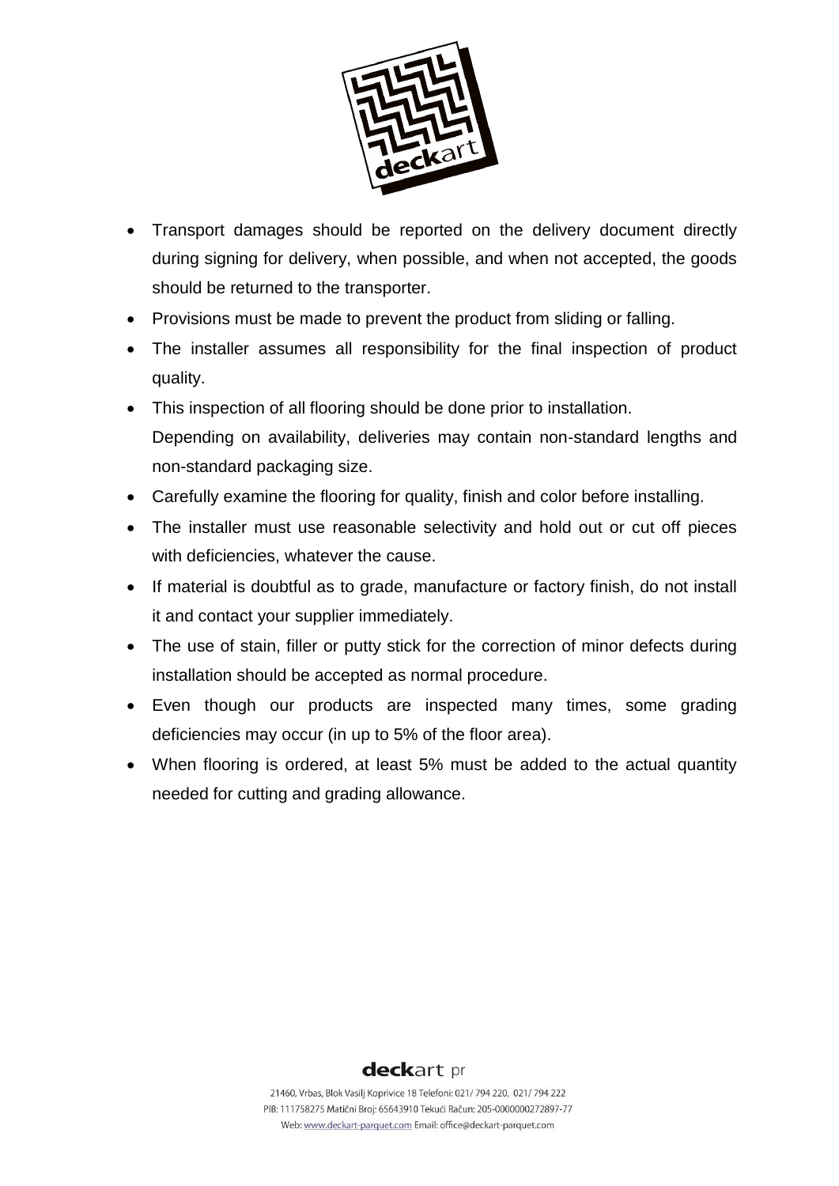- Transport damages should be reported on the delivery document directly during signing for delivery, when possible, and when not accepted, the goods should be returned to the transporter.
- Provisions must be made to prevent the product from sliding or falling.
- The installer assumes all responsibility for the final inspection of product quality.
- This inspection of all flooring should be done prior to installation.
  Depending on availability, deliveries may contain non-standard lengths and non-standard packaging size.
- Carefully examine the flooring for quality, finish and color before installing.
- The installer must use reasonable selectivity and hold out or cut off pieces with deficiencies, whatever the cause.
- If material is doubtful as to grade, manufacture or factory finish, do not install it and contact your supplier immediately.
- The use of stain, filler or putty stick for the correction of minor defects during installation should be accepted as normal procedure.
- Even though our products are inspected many times, some grading deficiencies may occur (in up to 5% of the floor area).
- When flooring is ordered, at least 5% must be added to the actual quantity needed for cutting and grading allowance.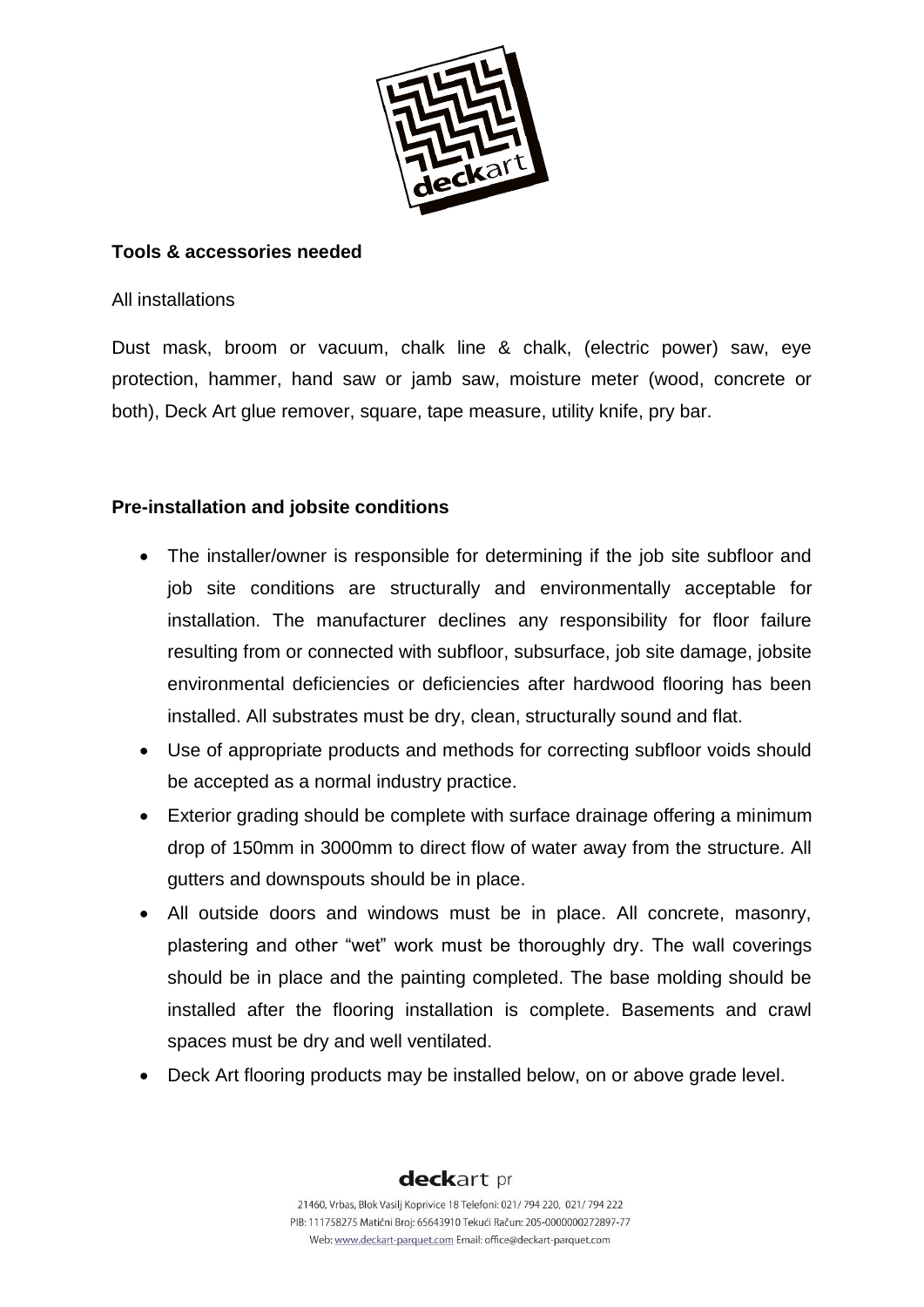**Tools & accessories needed**

All installations

Dust mask, broom or vacuum, chalk line & chalk, (electric power) saw, eye protection, hammer, hand saw or jamb saw, moisture meter (wood, concrete or both), Deck Art glue remover, square, tape measure, utility knife, pry bar.

**Pre-installation and jobsite conditions**

- The installer/owner is responsible for determining if the job site subfloor and job site conditions are structurally and environmentally acceptable for installation. The manufacturer declines any responsibility for floor failure resulting from or connected with subfloor, subsurface, job site damage, jobsite environmental deficiencies or deficiencies after hardwood flooring has been installed. All substrates must be dry, clean, structurally sound and flat.
- Use of appropriate products and methods for correcting subfloor voids should be accepted as a normal industry practice.
- Exterior grading should be complete with surface drainage offering a minimum drop of 150mm in 3000mm to direct flow of water away from the structure. All gutters and downspouts should be in place.
- All outside doors and windows must be in place. All concrete, masonry, plastering and other "wet" work must be thoroughly dry. The wall coverings should be in place and the painting completed. The base molding should be installed after the flooring installation is complete. Basements and crawl spaces must be dry and well ventilated.
- Deck Art flooring products may be installed below, on or above grade level.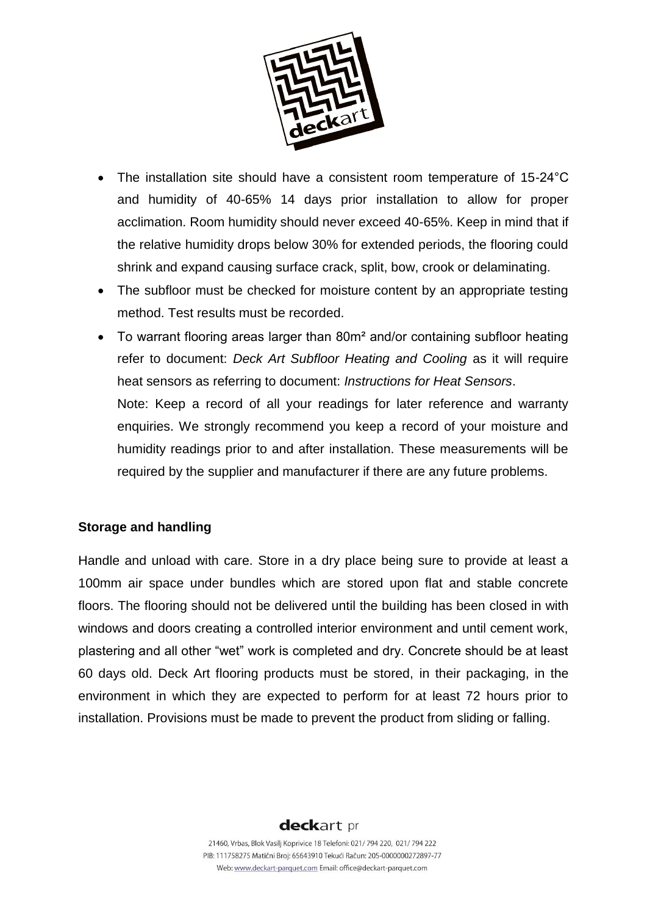- The installation site should have a consistent room temperature of 15-24°C and humidity of 40-65% 14 days prior installation to allow for proper acclimation. Room humidity should never exceed 40-65%. Keep in mind that if the relative humidity drops below 30% for extended periods, the flooring could shrink and expand causing surface crack, split, bow, crook or delaminating.
- The subfloor must be checked for moisture content by an appropriate testing method. Test results must be recorded.
- To warrant flooring areas larger than 80m² and/or containing subfloor heating refer to document: *Deck Art Subfloor Heating and Cooling* as it will require heat sensors as referring to document: *Instructions for Heat Sensors*.
  Note: Keep a record of all your readings for later reference and warranty enquiries. We strongly recommend you keep a record of your moisture and humidity readings prior to and after installation. These measurements will be required by the supplier and manufacturer if there are any future problems.

**Storage and handling**

Handle and unload with care. Store in a dry place being sure to provide at least a 100mm air space under bundles which are stored upon flat and stable concrete floors. The flooring should not be delivered until the building has been closed in with windows and doors creating a controlled interior environment and until cement work, plastering and all other "wet" work is completed and dry. Concrete should be at least 60 days old. Deck Art flooring products must be stored, in their packaging, in the environment in which they are expected to perform for at least 72 hours prior to installation. Provisions must be made to prevent the product from sliding or falling.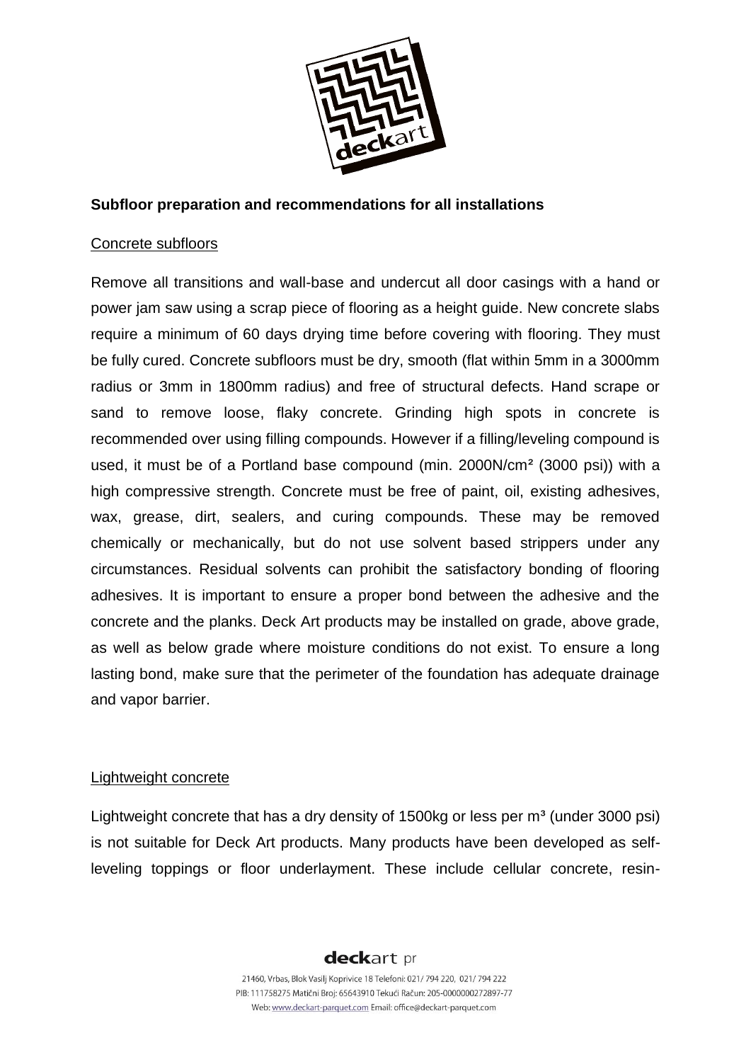**Subfloor preparation and recommendations for all installations**

Concrete subfloors

Remove all transitions and wall-base and undercut all door casings with a hand or power jam saw using a scrap piece of flooring as a height guide. New concrete slabs require a minimum of 60 days drying time before covering with flooring. They must be fully cured. Concrete subfloors must be dry, smooth (flat within 5mm in a 3000mm radius or 3mm in 1800mm radius) and free of structural defects. Hand scrape or sand to remove loose, flaky concrete. Grinding high spots in concrete is recommended over using filling compounds. However if a filling/leveling compound is used, it must be of a Portland base compound (min. 2000N/cm² (3000 psi)) with a high compressive strength. Concrete must be free of paint, oil, existing adhesives, wax, grease, dirt, sealers, and curing compounds. These may be removed chemically or mechanically, but do not use solvent based strippers under any circumstances. Residual solvents can prohibit the satisfactory bonding of flooring adhesives. It is important to ensure a proper bond between the adhesive and the concrete and the planks. Deck Art products may be installed on grade, above grade, as well as below grade where moisture conditions do not exist. To ensure a long lasting bond, make sure that the perimeter of the foundation has adequate drainage and vapor barrier.

Lightweight concrete

Lightweight concrete that has a dry density of 1500kg or less per m³ (under 3000 psi) is not suitable for Deck Art products. Many products have been developed as self-leveling toppings or floor underlayment. These include cellular concrete, resin-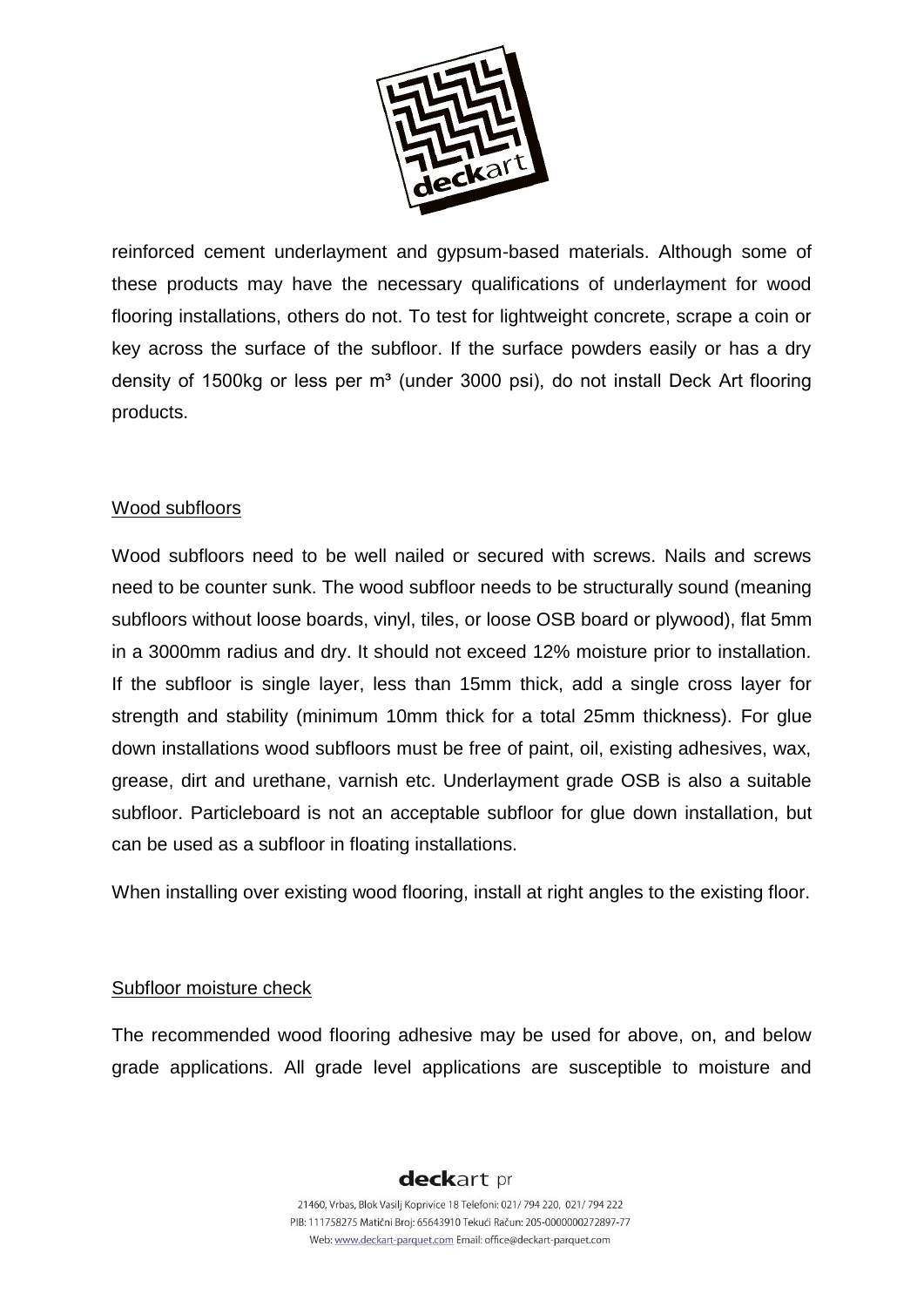reinforced cement underlayment and gypsum-based materials. Although some of these products may have the necessary qualifications of underlayment for wood flooring installations, others do not. To test for lightweight concrete, scrape a coin or key across the surface of the subfloor. If the surface powders easily or has a dry density of 1500kg or less per m³ (under 3000 psi), do not install Deck Art flooring products.

## Wood subfloors

Wood subfloors need to be well nailed or secured with screws. Nails and screws need to be counter sunk. The wood subfloor needs to be structurally sound (meaning subfloors without loose boards, vinyl, tiles, or loose OSB board or plywood), flat 5mm in a 3000mm radius and dry. It should not exceed 12% moisture prior to installation. If the subfloor is single layer, less than 15mm thick, add a single cross layer for strength and stability (minimum 10mm thick for a total 25mm thickness). For glue down installations wood subfloors must be free of paint, oil, existing adhesives, wax, grease, dirt and urethane, varnish etc. Underlayment grade OSB is also a suitable subfloor. Particleboard is not an acceptable subfloor for glue down installation, but can be used as a subfloor in floating installations.

When installing over existing wood flooring, install at right angles to the existing floor.

## Subfloor moisture check

The recommended wood flooring adhesive may be used for above, on, and below grade applications. All grade level applications are susceptible to moisture and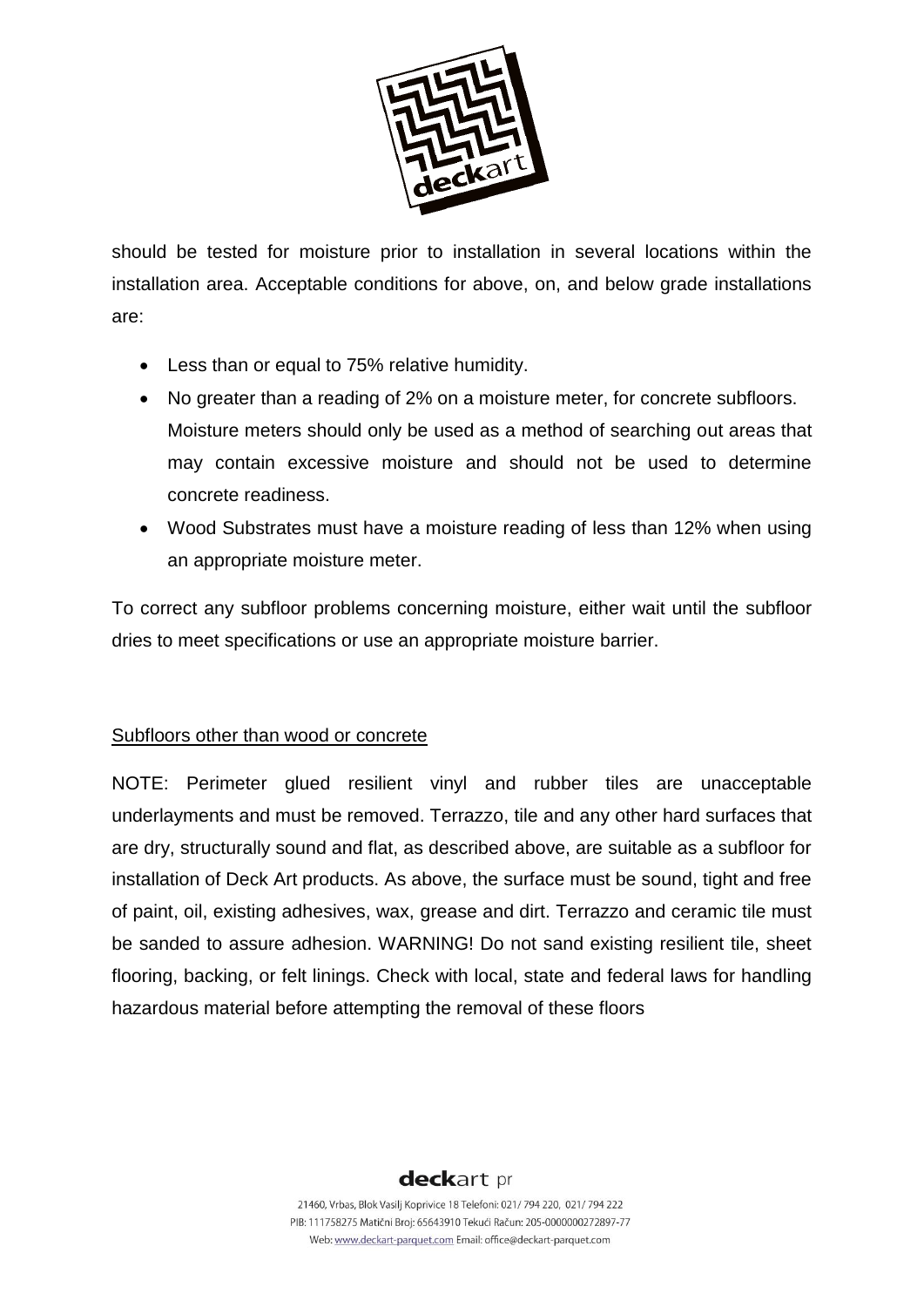should be tested for moisture prior to installation in several locations within the installation area. Acceptable conditions for above, on, and below grade installations are:

- Less than or equal to 75% relative humidity.
- No greater than a reading of 2% on a moisture meter, for concrete subfloors. Moisture meters should only be used as a method of searching out areas that may contain excessive moisture and should not be used to determine concrete readiness.
- Wood Substrates must have a moisture reading of less than 12% when using an appropriate moisture meter.

To correct any subfloor problems concerning moisture, either wait until the subfloor dries to meet specifications or use an appropriate moisture barrier.

<u>Subfloors other than wood or concrete</u>

NOTE: Perimeter glued resilient vinyl and rubber tiles are unacceptable underlayments and must be removed. Terrazzo, tile and any other hard surfaces that are dry, structurally sound and flat, as described above, are suitable as a subfloor for installation of Deck Art products. As above, the surface must be sound, tight and free of paint, oil, existing adhesives, wax, grease and dirt. Terrazzo and ceramic tile must be sanded to assure adhesion. WARNING! Do not sand existing resilient tile, sheet flooring, backing, or felt linings. Check with local, state and federal laws for handling hazardous material before attempting the removal of these floors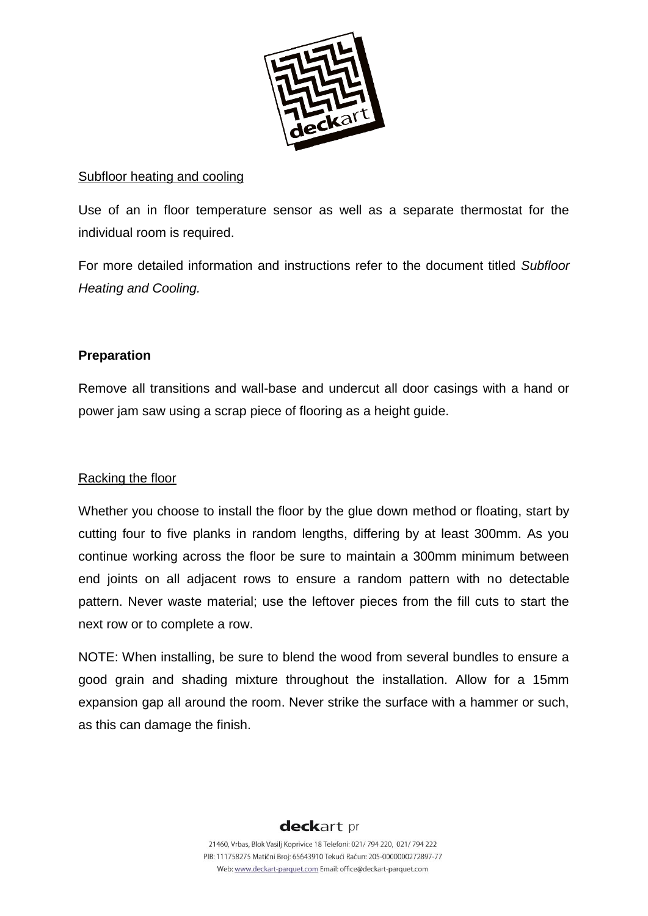<u>Subfloor heating and cooling</u>

Use of an in floor temperature sensor as well as a separate thermostat for the individual room is required.

For more detailed information and instructions refer to the document titled *Subfloor Heating and Cooling.*

**Preparation**

Remove all transitions and wall-base and undercut all door casings with a hand or power jam saw using a scrap piece of flooring as a height guide.

<u>Racking the floor</u>

Whether you choose to install the floor by the glue down method or floating, start by cutting four to five planks in random lengths, differing by at least 300mm. As you continue working across the floor be sure to maintain a 300mm minimum between end joints on all adjacent rows to ensure a random pattern with no detectable pattern. Never waste material; use the leftover pieces from the fill cuts to start the next row or to complete a row.

NOTE: When installing, be sure to blend the wood from several bundles to ensure a good grain and shading mixture throughout the installation. Allow for a 15mm expansion gap all around the room. Never strike the surface with a hammer or such, as this can damage the finish.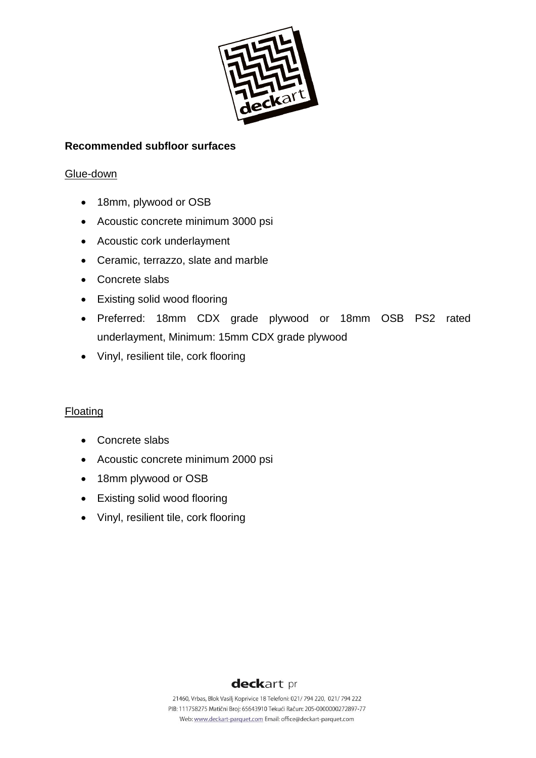**Recommended subfloor surfaces**

Glue-down

- 18mm, plywood or OSB
- Acoustic concrete minimum 3000 psi
- Acoustic cork underlayment
- Ceramic, terrazzo, slate and marble
- Concrete slabs
- Existing solid wood flooring
- Preferred: 18mm CDX grade plywood or 18mm OSB PS2 rated underlayment, Minimum: 15mm CDX grade plywood
- Vinyl, resilient tile, cork flooring

Floating

- Concrete slabs
- Acoustic concrete minimum 2000 psi
- 18mm plywood or OSB
- Existing solid wood flooring
- Vinyl, resilient tile, cork flooring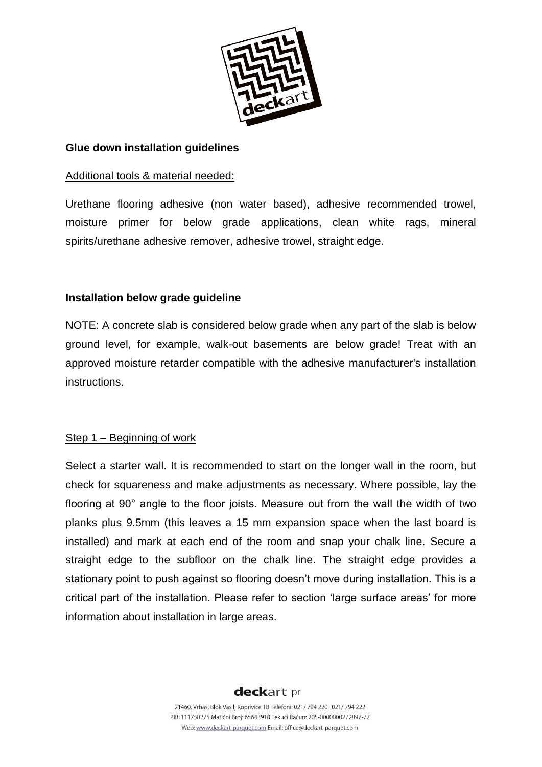**Glue down installation guidelines**

Additional tools & material needed:

Urethane flooring adhesive (non water based), adhesive recommended trowel, moisture primer for below grade applications, clean white rags, mineral spirits/urethane adhesive remover, adhesive trowel, straight edge.

**Installation below grade guideline**

NOTE: A concrete slab is considered below grade when any part of the slab is below ground level, for example, walk-out basements are below grade! Treat with an approved moisture retarder compatible with the adhesive manufacturer's installation instructions.

Step 1 – Beginning of work

Select a starter wall. It is recommended to start on the longer wall in the room, but check for squareness and make adjustments as necessary. Where possible, lay the flooring at 90° angle to the floor joists. Measure out from the wall the width of two planks plus 9.5mm (this leaves a 15 mm expansion space when the last board is installed) and mark at each end of the room and snap your chalk line. Secure a straight edge to the subfloor on the chalk line. The straight edge provides a stationary point to push against so flooring doesn't move during installation. This is a critical part of the installation. Please refer to section 'large surface areas' for more information about installation in large areas.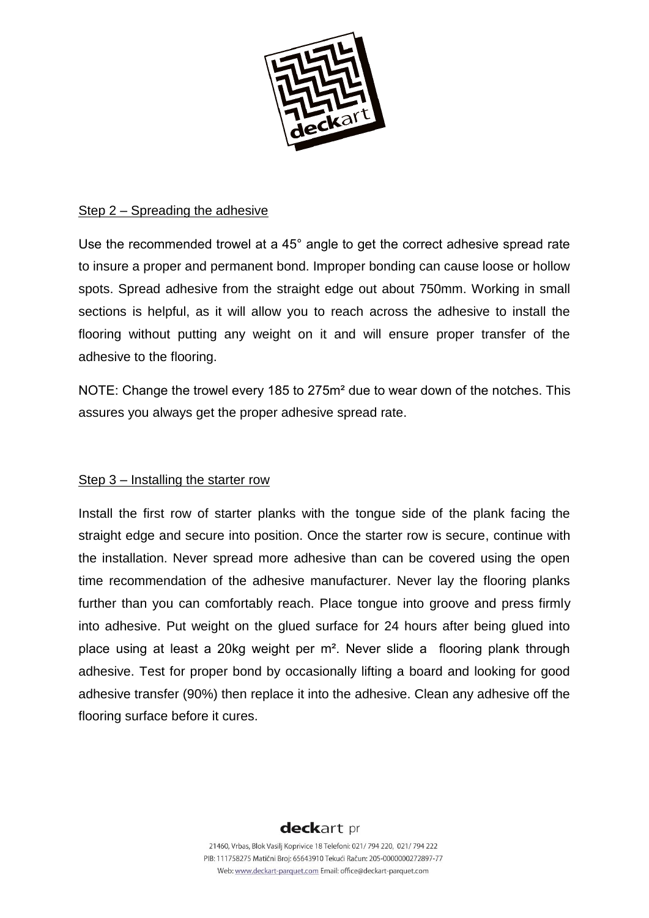## Step 2 – Spreading the adhesive

Use the recommended trowel at a 45° angle to get the correct adhesive spread rate to insure a proper and permanent bond. Improper bonding can cause loose or hollow spots. Spread adhesive from the straight edge out about 750mm. Working in small sections is helpful, as it will allow you to reach across the adhesive to install the flooring without putting any weight on it and will ensure proper transfer of the adhesive to the flooring.

NOTE: Change the trowel every 185 to 275m² due to wear down of the notches. This assures you always get the proper adhesive spread rate.

## Step 3 – Installing the starter row

Install the first row of starter planks with the tongue side of the plank facing the straight edge and secure into position. Once the starter row is secure, continue with the installation. Never spread more adhesive than can be covered using the open time recommendation of the adhesive manufacturer. Never lay the flooring planks further than you can comfortably reach. Place tongue into groove and press firmly into adhesive. Put weight on the glued surface for 24 hours after being glued into place using at least a 20kg weight per m². Never slide a flooring plank through adhesive. Test for proper bond by occasionally lifting a board and looking for good adhesive transfer (90%) then replace it into the adhesive. Clean any adhesive off the flooring surface before it cures.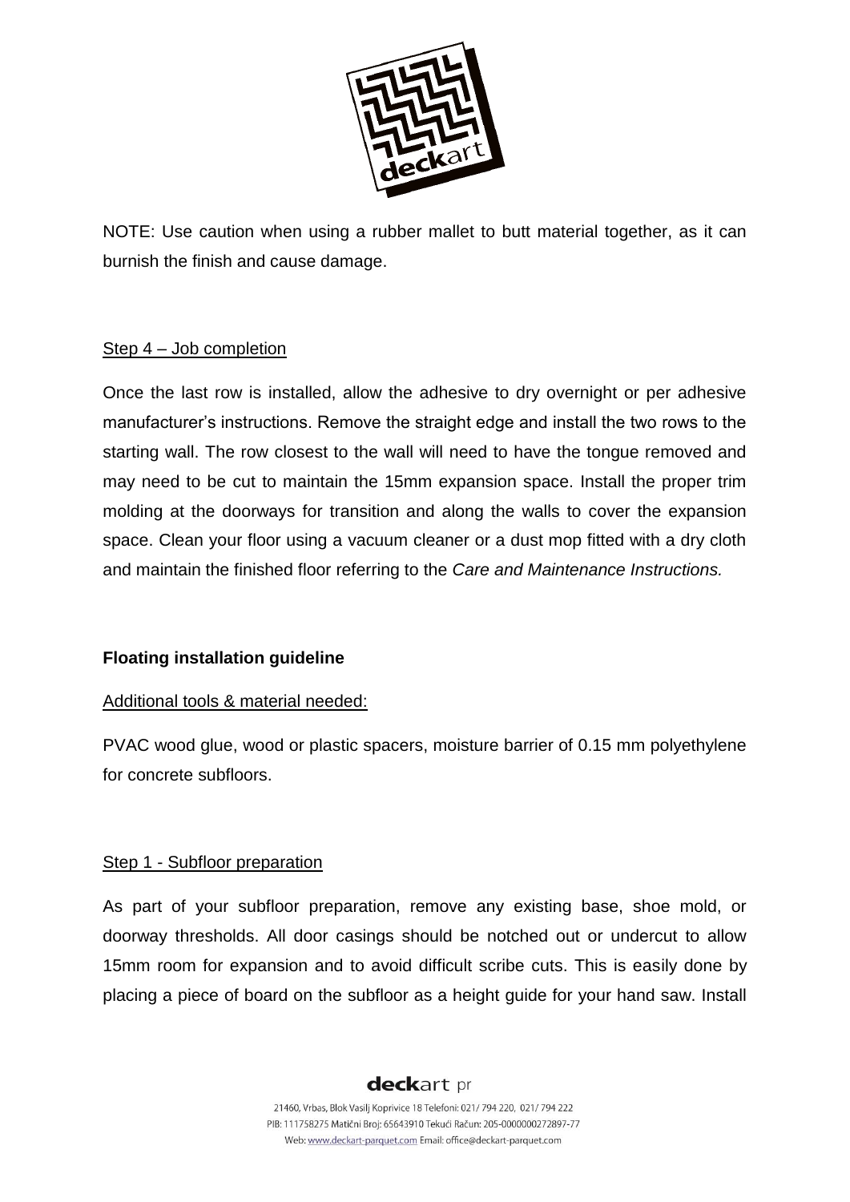NOTE: Use caution when using a rubber mallet to butt material together, as it can burnish the finish and cause damage.

Step 4 – Job completion

Once the last row is installed, allow the adhesive to dry overnight or per adhesive manufacturer's instructions. Remove the straight edge and install the two rows to the starting wall. The row closest to the wall will need to have the tongue removed and may need to be cut to maintain the 15mm expansion space. Install the proper trim molding at the doorways for transition and along the walls to cover the expansion space. Clean your floor using a vacuum cleaner or a dust mop fitted with a dry cloth and maintain the finished floor referring to the *Care and Maintenance Instructions.*

**Floating installation guideline**

Additional tools & material needed:

PVAC wood glue, wood or plastic spacers, moisture barrier of 0.15 mm polyethylene for concrete subfloors.

Step 1 - Subfloor preparation

As part of your subfloor preparation, remove any existing base, shoe mold, or doorway thresholds. All door casings should be notched out or undercut to allow 15mm room for expansion and to avoid difficult scribe cuts. This is easily done by placing a piece of board on the subfloor as a height guide for your hand saw. Install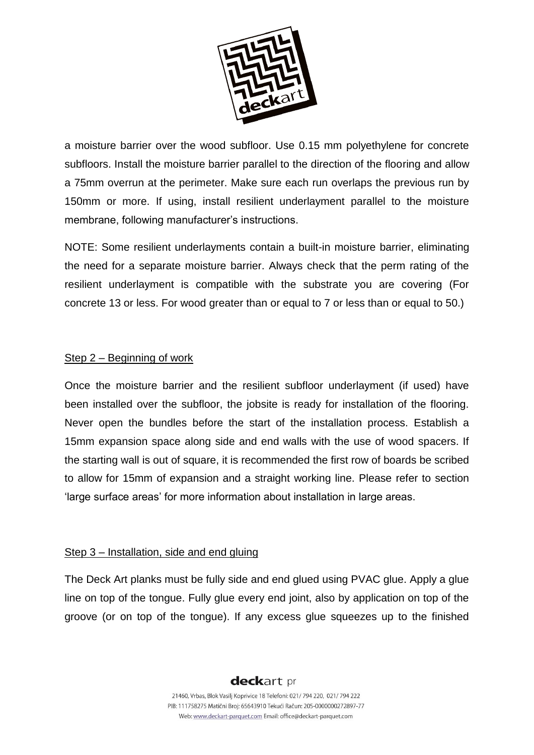a moisture barrier over the wood subfloor. Use 0.15 mm polyethylene for concrete subfloors. Install the moisture barrier parallel to the direction of the flooring and allow a 75mm overrun at the perimeter. Make sure each run overlaps the previous run by 150mm or more. If using, install resilient underlayment parallel to the moisture membrane, following manufacturer's instructions.

NOTE: Some resilient underlayments contain a built-in moisture barrier, eliminating the need for a separate moisture barrier. Always check that the perm rating of the resilient underlayment is compatible with the substrate you are covering (For concrete 13 or less. For wood greater than or equal to 7 or less than or equal to 50.)

## Step 2 – Beginning of work

Once the moisture barrier and the resilient subfloor underlayment (if used) have been installed over the subfloor, the jobsite is ready for installation of the flooring. Never open the bundles before the start of the installation process. Establish a 15mm expansion space along side and end walls with the use of wood spacers. If the starting wall is out of square, it is recommended the first row of boards be scribed to allow for 15mm of expansion and a straight working line. Please refer to section 'large surface areas' for more information about installation in large areas.

## Step 3 – Installation, side and end gluing

The Deck Art planks must be fully side and end glued using PVAC glue. Apply a glue line on top of the tongue. Fully glue every end joint, also by application on top of the groove (or on top of the tongue). If any excess glue squeezes up to the finished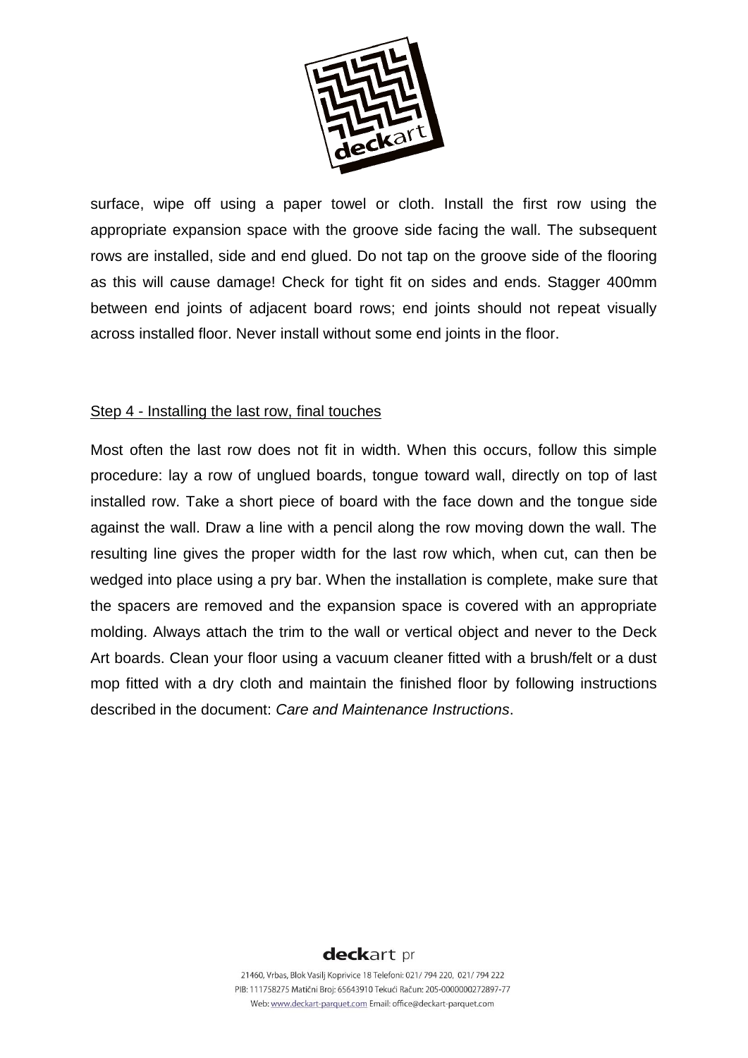surface, wipe off using a paper towel or cloth. Install the first row using the appropriate expansion space with the groove side facing the wall. The subsequent rows are installed, side and end glued. Do not tap on the groove side of the flooring as this will cause damage! Check for tight fit on sides and ends. Stagger 400mm between end joints of adjacent board rows; end joints should not repeat visually across installed floor. Never install without some end joints in the floor.

## Step 4 - Installing the last row, final touches

Most often the last row does not fit in width. When this occurs, follow this simple procedure: lay a row of unglued boards, tongue toward wall, directly on top of last installed row. Take a short piece of board with the face down and the tongue side against the wall. Draw a line with a pencil along the row moving down the wall. The resulting line gives the proper width for the last row which, when cut, can then be wedged into place using a pry bar. When the installation is complete, make sure that the spacers are removed and the expansion space is covered with an appropriate molding. Always attach the trim to the wall or vertical object and never to the Deck Art boards. Clean your floor using a vacuum cleaner fitted with a brush/felt or a dust mop fitted with a dry cloth and maintain the finished floor by following instructions described in the document: *Care and Maintenance Instructions*.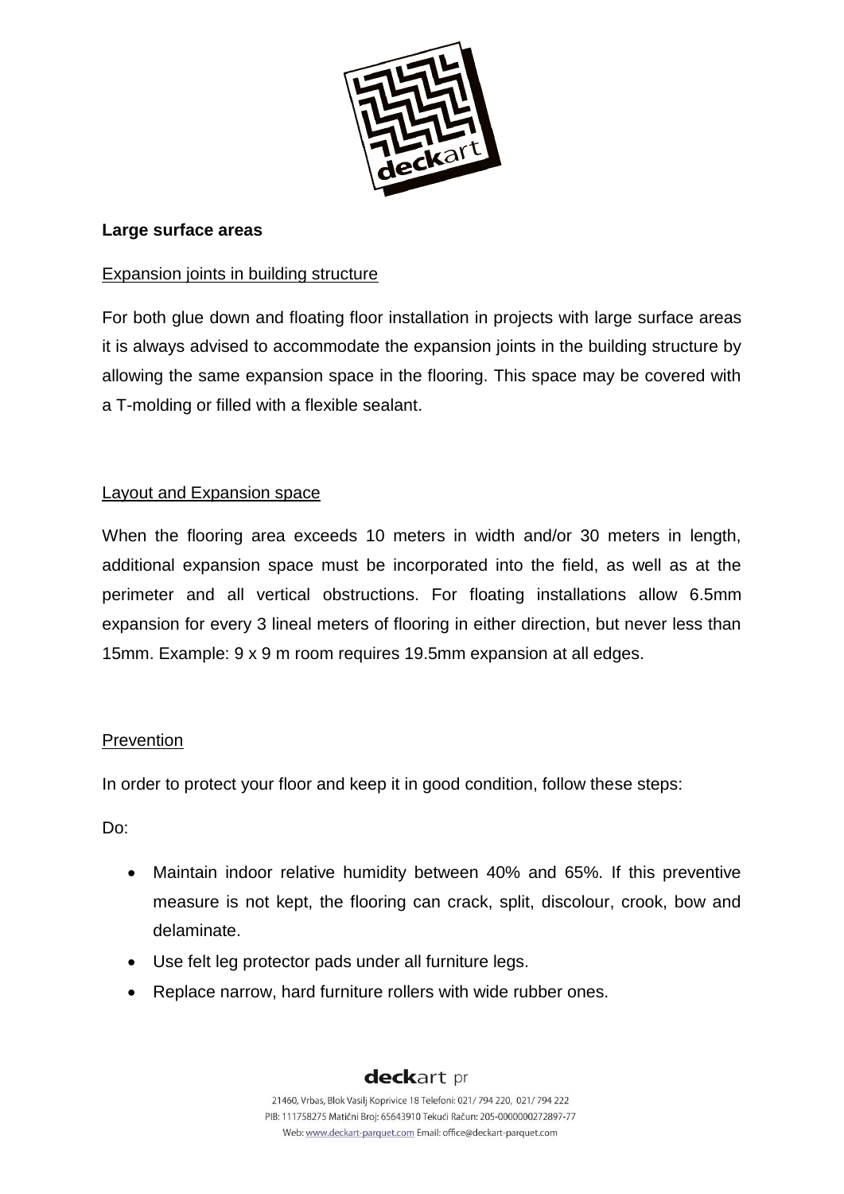**Large surface areas**

Expansion joints in building structure

For both glue down and floating floor installation in projects with large surface areas it is always advised to accommodate the expansion joints in the building structure by allowing the same expansion space in the flooring. This space may be covered with a T-molding or filled with a flexible sealant.

Layout and Expansion space

When the flooring area exceeds 10 meters in width and/or 30 meters in length, additional expansion space must be incorporated into the field, as well as at the perimeter and all vertical obstructions. For floating installations allow 6.5mm expansion for every 3 lineal meters of flooring in either direction, but never less than 15mm. Example: 9 x 9 m room requires 19.5mm expansion at all edges.

Prevention

In order to protect your floor and keep it in good condition, follow these steps:

Do:

- Maintain indoor relative humidity between 40% and 65%. If this preventive measure is not kept, the flooring can crack, split, discolour, crook, bow and delaminate.
- Use felt leg protector pads under all furniture legs.
- Replace narrow, hard furniture rollers with wide rubber ones.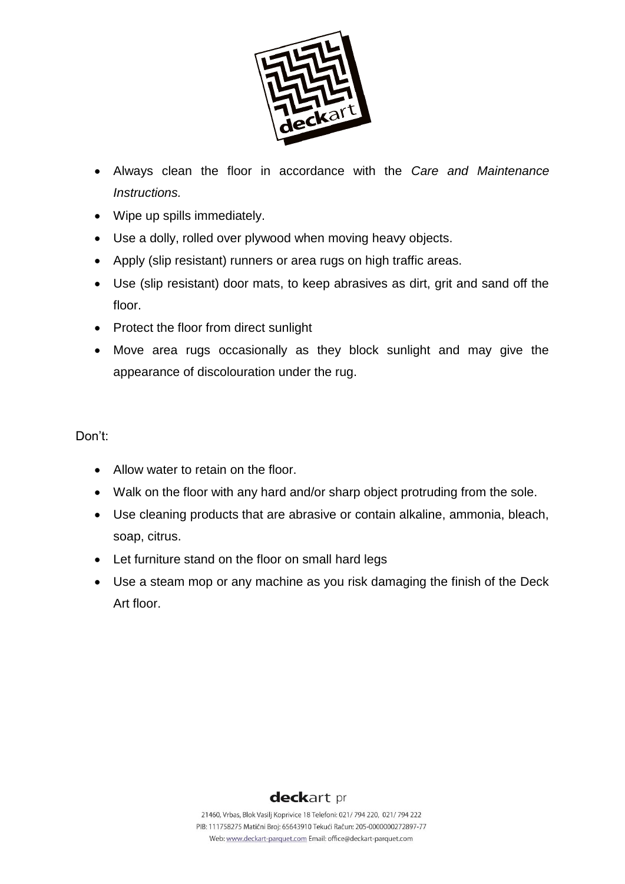- Always clean the floor in accordance with the *Care and Maintenance Instructions.*
- Wipe up spills immediately.
- Use a dolly, rolled over plywood when moving heavy objects.
- Apply (slip resistant) runners or area rugs on high traffic areas.
- Use (slip resistant) door mats, to keep abrasives as dirt, grit and sand off the floor.
- Protect the floor from direct sunlight
- Move area rugs occasionally as they block sunlight and may give the appearance of discolouration under the rug.

Don't:

- Allow water to retain on the floor.
- Walk on the floor with any hard and/or sharp object protruding from the sole.
- Use cleaning products that are abrasive or contain alkaline, ammonia, bleach, soap, citrus.
- Let furniture stand on the floor on small hard legs
- Use a steam mop or any machine as you risk damaging the finish of the Deck Art floor.